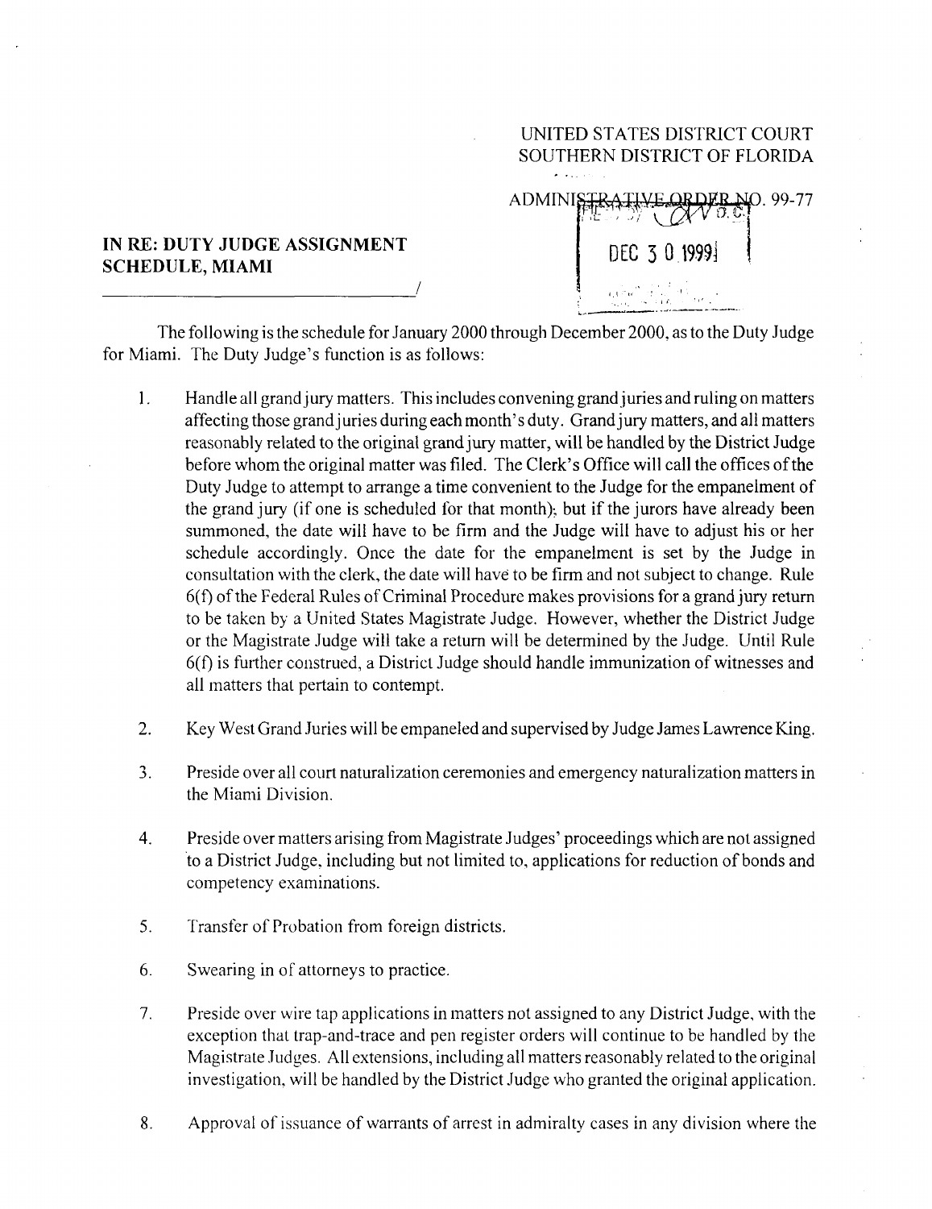UNITED STATES DISTRICT COURT
SOUTHERN DISTRICT OF FLORIDA

ADMINISTRATIVE ORDER NO. 99-77

DEC 30 1999

**IN RE: DUTY JUDGE ASSIGNMENT SCHEDULE, MIAMI**

The following is the schedule for January 2000 through December 2000, as to the Duty Judge for Miami. The Duty Judge's function is as follows:

1. Handle all grand jury matters. This includes convening grand juries and ruling on matters affecting those grand juries during each month's duty. Grand jury matters, and all matters reasonably related to the original grand jury matter, will be handled by the District Judge before whom the original matter was filed. The Clerk's Office will call the offices of the Duty Judge to attempt to arrange a time convenient to the Judge for the empanelment of the grand jury (if one is scheduled for that month); but if the jurors have already been summoned, the date will have to be firm and the Judge will have to adjust his or her schedule accordingly. Once the date for the empanelment is set by the Judge in consultation with the clerk, the date will have to be firm and not subject to change. Rule 6(f) of the Federal Rules of Criminal Procedure makes provisions for a grand jury return to be taken by a United States Magistrate Judge. However, whether the District Judge or the Magistrate Judge will take a return will be determined by the Judge. Until Rule 6(f) is further construed, a District Judge should handle immunization of witnesses and all matters that pertain to contempt.

2. Key West Grand Juries will be empaneled and supervised by Judge James Lawrence King.

3. Preside over all court naturalization ceremonies and emergency naturalization matters in the Miami Division.

4. Preside over matters arising from Magistrate Judges' proceedings which are not assigned to a District Judge, including but not limited to, applications for reduction of bonds and competency examinations.

5. Transfer of Probation from foreign districts.

6. Swearing in of attorneys to practice.

7. Preside over wire tap applications in matters not assigned to any District Judge, with the exception that trap-and-trace and pen register orders will continue to be handled by the Magistrate Judges. All extensions, including all matters reasonably related to the original investigation, will be handled by the District Judge who granted the original application.

8. Approval of issuance of warrants of arrest in admiralty cases in any division where the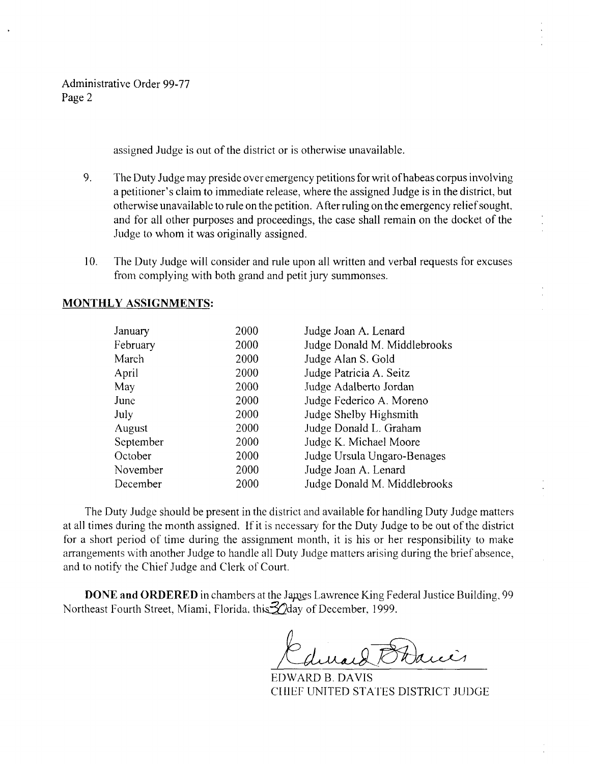Administrative Order 99-77
Page 2

assigned Judge is out of the district or is otherwise unavailable.

9. The Duty Judge may preside over emergency petitions for writ of habeas corpus involving a petitioner's claim to immediate release, where the assigned Judge is in the district, but otherwise unavailable to rule on the petition. After ruling on the emergency relief sought, and for all other purposes and proceedings, the case shall remain on the docket of the Judge to whom it was originally assigned.

10. The Duty Judge will consider and rule upon all written and verbal requests for excuses from complying with both grand and petit jury summonses.

**MONTHLY ASSIGNMENTS:**

| | | |
|---|---|---|
| January | 2000 | Judge Joan A. Lenard |
| February | 2000 | Judge Donald M. Middlebrooks |
| March | 2000 | Judge Alan S. Gold |
| April | 2000 | Judge Patricia A. Seitz |
| May | 2000 | Judge Adalberto Jordan |
| June | 2000 | Judge Federico A. Moreno |
| July | 2000 | Judge Shelby Highsmith |
| August | 2000 | Judge Donald L. Graham |
| September | 2000 | Judge K. Michael Moore |
| October | 2000 | Judge Ursula Ungaro-Benages |
| November | 2000 | Judge Joan A. Lenard |
| December | 2000 | Judge Donald M. Middlebrooks |

The Duty Judge should be present in the district and available for handling Duty Judge matters at all times during the month assigned. If it is necessary for the Duty Judge to be out of the district for a short period of time during the assignment month, it is his or her responsibility to make arrangements with another Judge to handle all Duty Judge matters arising during the brief absence, and to notify the Chief Judge and Clerk of Court.

**DONE and ORDERED** in chambers at the James Lawrence King Federal Justice Building, 99 Northeast Fourth Street, Miami, Florida, this 30 day of December, 1999.

EDWARD B. DAVIS
CHIEF UNITED STATES DISTRICT JUDGE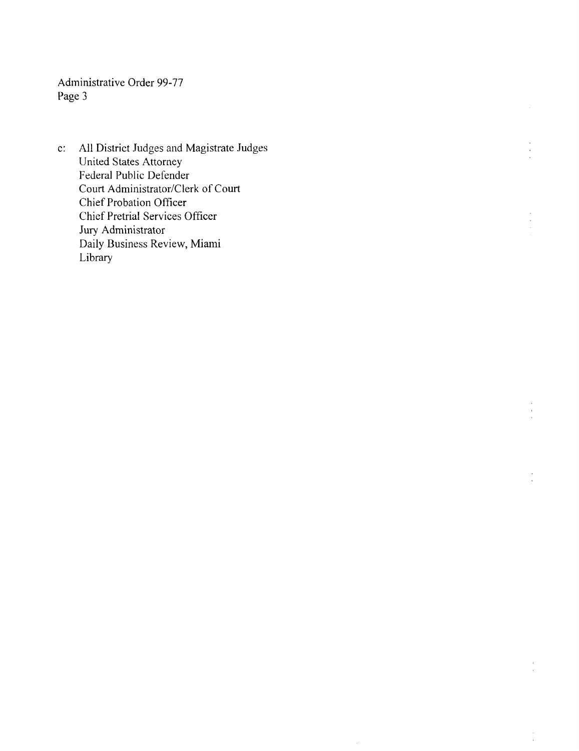c: All District Judges and Magistrate Judges
United States Attorney
Federal Public Defender
Court Administrator/Clerk of Court
Chief Probation Officer
Chief Pretrial Services Officer
Jury Administrator
Daily Business Review, Miami
Library